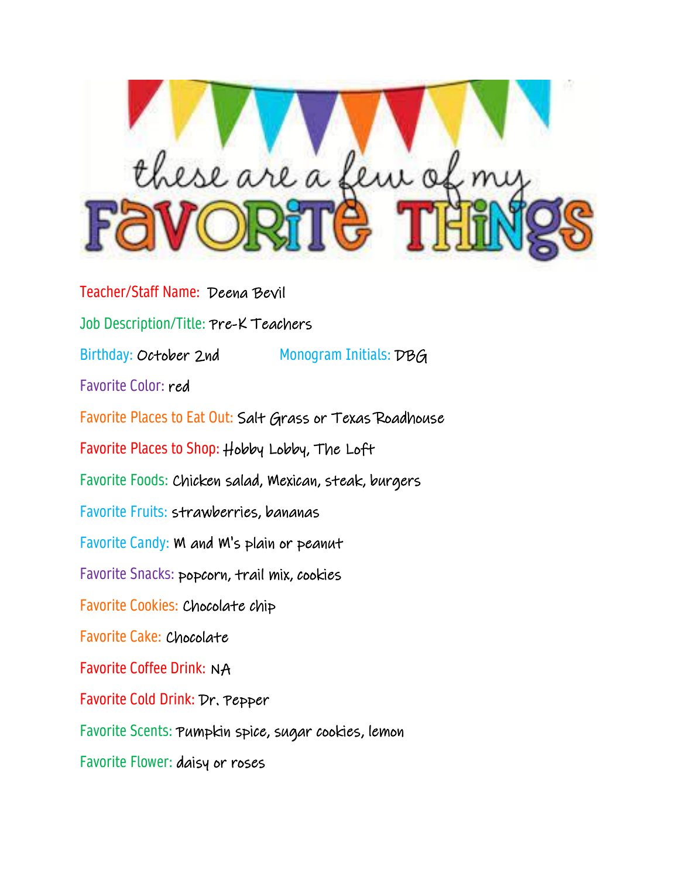# these are a few of my FAVORITE THINGS

Teacher/Staff Name: Deena Bevil

Job Description/Title: Pre-K Teachers

Birthday: October 2nd Monogram Initials: DBG

Favorite Color: red

Favorite Places to Eat Out: Salt Grass or Texas Roadhouse

Favorite Places to Shop: Hobby Lobby, The Loft

Favorite Foods: Chicken salad, Mexican, steak, burgers

Favorite Fruits: strawberries, bananas

Favorite Candy: M and M's plain or peanut

Favorite Snacks: popcorn, trail mix, cookies

Favorite Cookies: Chocolate chip

Favorite Cake: Chocolate

Favorite Coffee Drink: NA

Favorite Cold Drink: Dr. Pepper

Favorite Scents: Pumpkin spice, sugar cookies, lemon

Favorite Flower: daisy or roses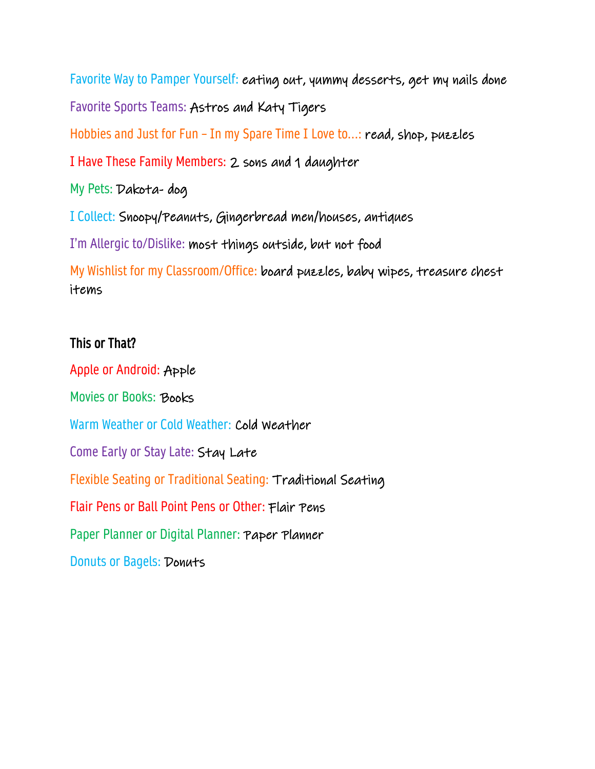Favorite Way to Pamper Yourself: eating out, yummy desserts, get my nails done

Favorite Sports Teams: Astros and Katy Tigers

Hobbies and Just for Fun – In my Spare Time I Love to…: read, shop, puzzles

I Have These Family Members: 2 sons and 1 daughter

My Pets: Dakota- dog

I Collect: Snoopy/Peanuts, Gingerbread men/houses, antiques

I'm Allergic to/Dislike: most things outside, but not food

My Wishlist for my Classroom/Office: board puzzles, baby wipes, treasure chest items

**This or That?**

Apple or Android: Apple

Movies or Books: Books

Warm Weather or Cold Weather: Cold Weather

Come Early or Stay Late: Stay Late

Flexible Seating or Traditional Seating: Traditional Seating

Flair Pens or Ball Point Pens or Other: Flair Pens

Paper Planner or Digital Planner: Paper Planner

Donuts or Bagels: Donuts